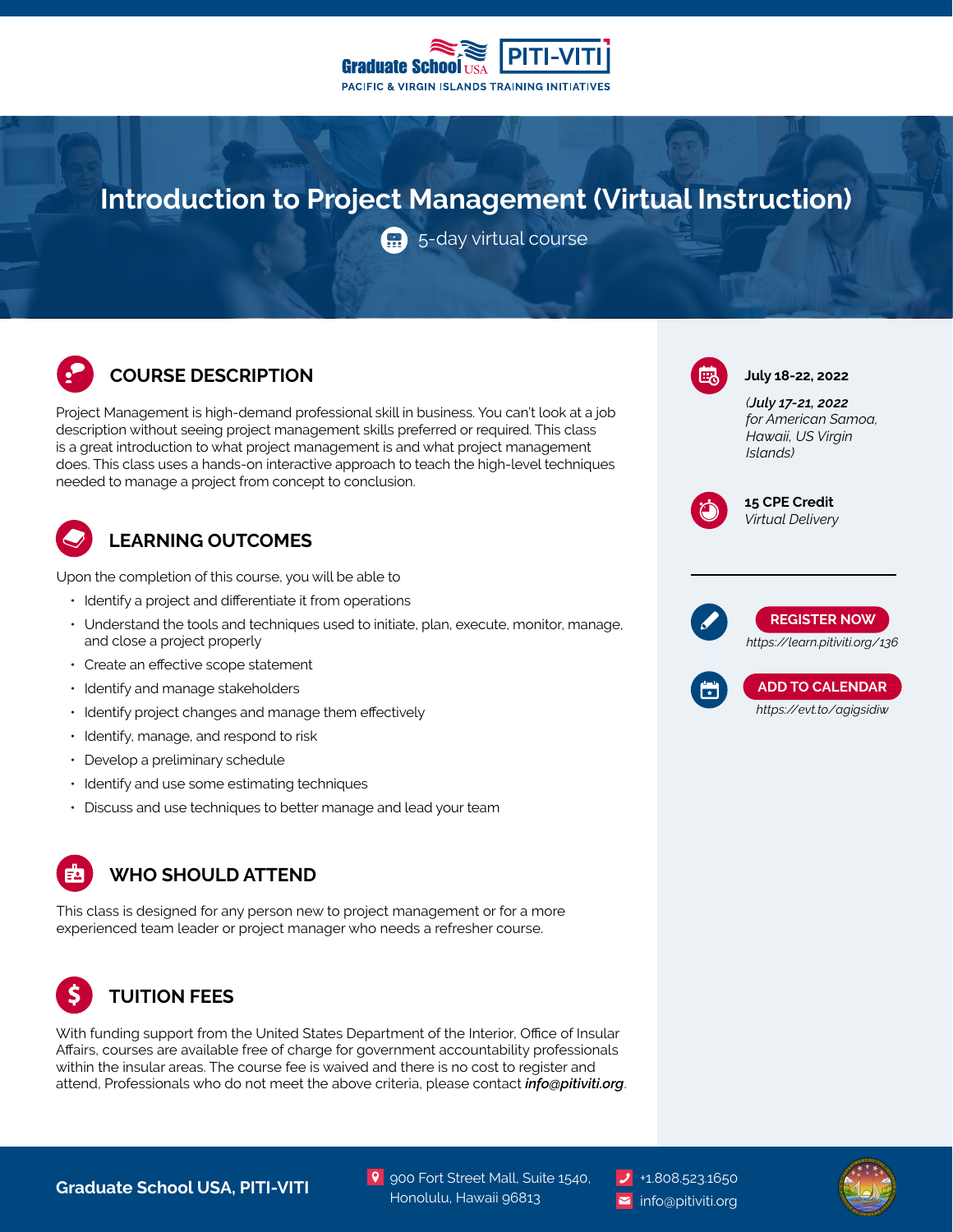Graduate School USA | PITI-VITI

PACIFIC & VIRGIN ISLANDS TRAINING INITIATIVES

# Introduction to Project Management (Virtual Instruction)

5-day virtual course

## COURSE DESCRIPTION

Project Management is high-demand professional skill in business. You can't look at a job description without seeing project management skills preferred or required. This class is a great introduction to what project management is and what project management does. This class uses a hands-on interactive approach to teach the high-level techniques needed to manage a project from concept to conclusion.

## LEARNING OUTCOMES

Upon the completion of this course, you will be able to

- Identify a project and differentiate it from operations
- Understand the tools and techniques used to initiate, plan, execute, monitor, manage, and close a project properly
- Create an effective scope statement
- Identify and manage stakeholders
- Identify project changes and manage them effectively
- Identify, manage, and respond to risk
- Develop a preliminary schedule
- Identify and use some estimating techniques
- Discuss and use techniques to better manage and lead your team

## WHO SHOULD ATTEND

This class is designed for any person new to project management or for a more experienced team leader or project manager who needs a refresher course.

## TUITION FEES

With funding support from the United States Department of the Interior, Office of Insular Affairs, courses are available free of charge for government accountability professionals within the insular areas. The course fee is waived and there is no cost to register and attend, Professionals who do not meet the above criteria, please contact ***info@pitiviti.org***.

**July 18-22, 2022**

*(July 17-21, 2022 for American Samoa, Hawaii, US Virgin Islands)*

**15 CPE Credit**
*Virtual Delivery*

**REGISTER NOW**
*https://learn.pitiviti.org/136*

**ADD TO CALENDAR**
*https://evt.to/agigsidiw*

**Graduate School USA, PITI-VITI**

900 Fort Street Mall, Suite 1540,
Honolulu, Hawaii 96813

+1.808.523.1650
info@pitiviti.org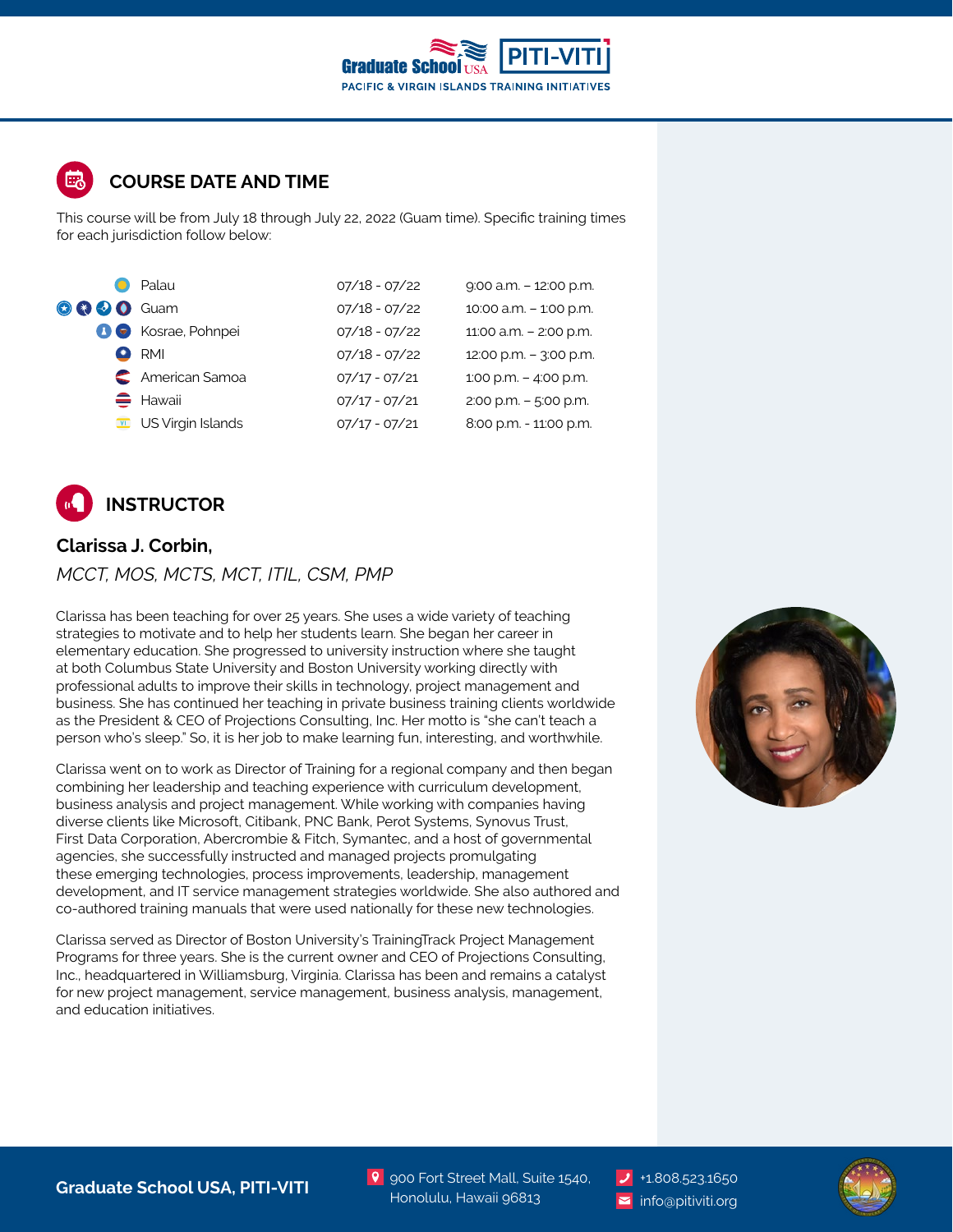## COURSE DATE AND TIME

This course will be from July 18 through July 22, 2022 (Guam time). Specific training times for each jurisdiction follow below:

| Jurisdiction | Dates | Time |
|---|---|---|
| Palau | 07/18 - 07/22 | 9:00 a.m. – 12:00 p.m. |
| Guam | 07/18 - 07/22 | 10:00 a.m. – 1:00 p.m. |
| Kosrae, Pohnpei | 07/18 - 07/22 | 11:00 a.m. – 2:00 p.m. |
| RMI | 07/18 - 07/22 | 12:00 p.m. – 3:00 p.m. |
| American Samoa | 07/17 - 07/21 | 1:00 p.m. – 4:00 p.m. |
| Hawaii | 07/17 - 07/21 | 2:00 p.m. – 5:00 p.m. |
| US Virgin Islands | 07/17 - 07/21 | 8:00 p.m. - 11:00 p.m. |

## INSTRUCTOR

**Clarissa J. Corbin,**

*MCCT, MOS, MCTS, MCT, ITIL, CSM, PMP*

Clarissa has been teaching for over 25 years. She uses a wide variety of teaching strategies to motivate and to help her students learn. She began her career in elementary education. She progressed to university instruction where she taught at both Columbus State University and Boston University working directly with professional adults to improve their skills in technology, project management and business. She has continued her teaching in private business training clients worldwide as the President & CEO of Projections Consulting, Inc. Her motto is "she can't teach a person who's sleep." So, it is her job to make learning fun, interesting, and worthwhile.

Clarissa went on to work as Director of Training for a regional company and then began combining her leadership and teaching experience with curriculum development, business analysis and project management. While working with companies having diverse clients like Microsoft, Citibank, PNC Bank, Perot Systems, Synovus Trust, First Data Corporation, Abercrombie & Fitch, Symantec, and a host of governmental agencies, she successfully instructed and managed projects promulgating these emerging technologies, process improvements, leadership, management development, and IT service management strategies worldwide. She also authored and co-authored training manuals that were used nationally for these new technologies.

Clarissa served as Director of Boston University's TrainingTrack Project Management Programs for three years. She is the current owner and CEO of Projections Consulting, Inc., headquartered in Williamsburg, Virginia. Clarissa has been and remains a catalyst for new project management, service management, business analysis, management, and education initiatives.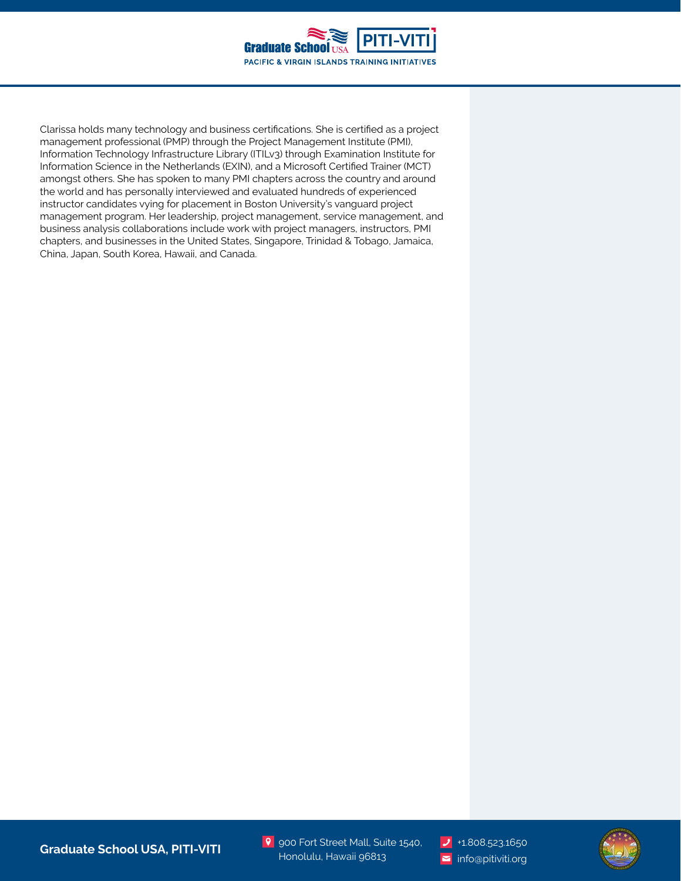Clarissa holds many technology and business certifications. She is certified as a project management professional (PMP) through the Project Management Institute (PMI), Information Technology Infrastructure Library (ITILv3) through Examination Institute for Information Science in the Netherlands (EXIN), and a Microsoft Certified Trainer (MCT) amongst others. She has spoken to many PMI chapters across the country and around the world and has personally interviewed and evaluated hundreds of experienced instructor candidates vying for placement in Boston University's vanguard project management program. Her leadership, project management, service management, and business analysis collaborations include work with project managers, instructors, PMI chapters, and businesses in the United States, Singapore, Trinidad & Tobago, Jamaica, China, Japan, South Korea, Hawaii, and Canada.